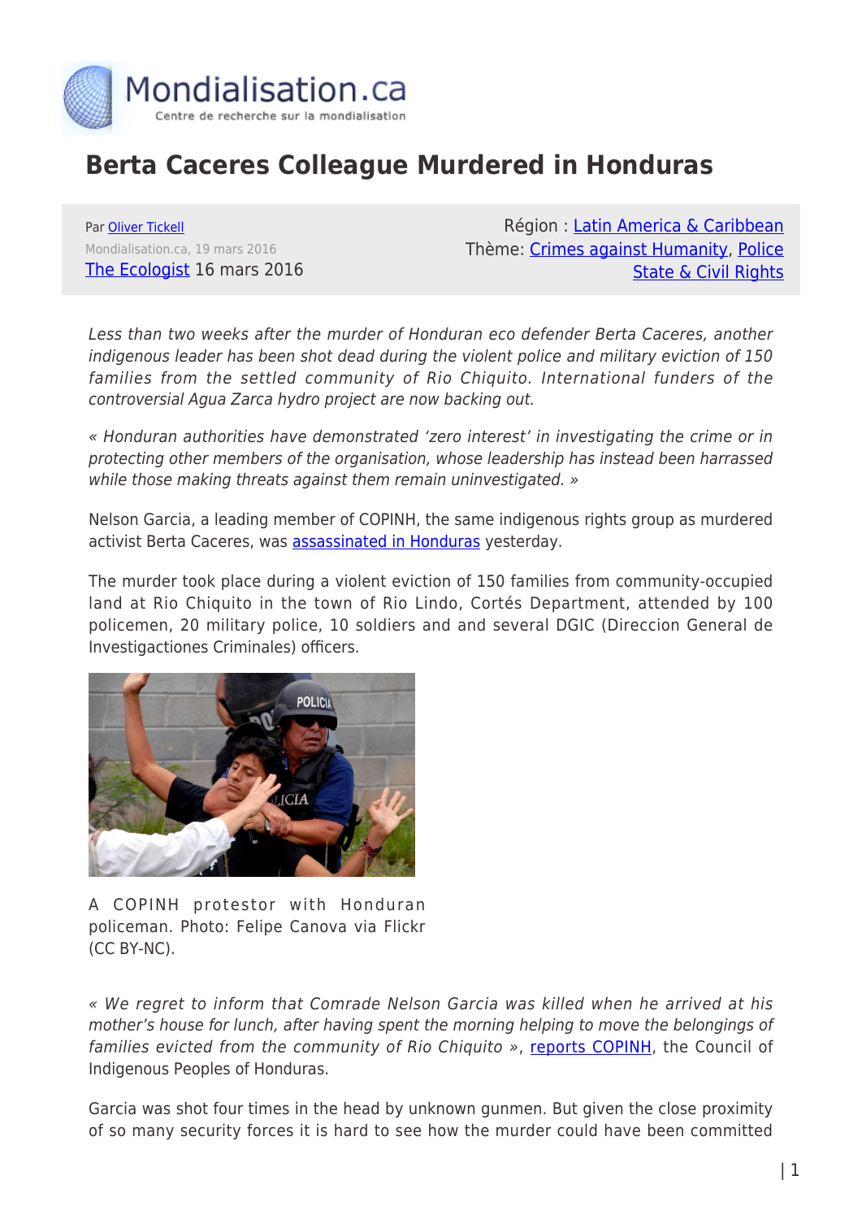Mondialisation.ca
Centre de recherche sur la mondialisation

# Berta Caceres Colleague Murdered in Honduras

Par Oliver Tickell
Mondialisation.ca, 19 mars 2016
The Ecologist 16 mars 2016

Région : Latin America & Caribbean
Thème: Crimes against Humanity, Police State & Civil Rights

*Less than two weeks after the murder of Honduran eco defender Berta Caceres, another indigenous leader has been shot dead during the violent police and military eviction of 150 families from the settled community of Rio Chiquito. International funders of the controversial Agua Zarca hydro project are now backing out.*

*« Honduran authorities have demonstrated 'zero interest' in investigating the crime or in protecting other members of the organisation, whose leadership has instead been harrassed while those making threats against them remain uninvestigated. »*

Nelson Garcia, a leading member of COPINH, the same indigenous rights group as murdered activist Berta Caceres, was assassinated in Honduras yesterday.

The murder took place during a violent eviction of 150 families from community-occupied land at Rio Chiquito in the town of Rio Lindo, Cortés Department, attended by 100 policemen, 20 military police, 10 soldiers and and several DGIC (Direccion General de Investigactiones Criminales) officers.

A COPINH protestor with Honduran policeman. Photo: Felipe Canova via Flickr (CC BY-NC).

*« We regret to inform that Comrade Nelson Garcia was killed when he arrived at his mother's house for lunch, after having spent the morning helping to move the belongings of families evicted from the community of Rio Chiquito »*, reports COPINH, the Council of Indigenous Peoples of Honduras.

Garcia was shot four times in the head by unknown gunmen. But given the close proximity of so many security forces it is hard to see how the murder could have been committed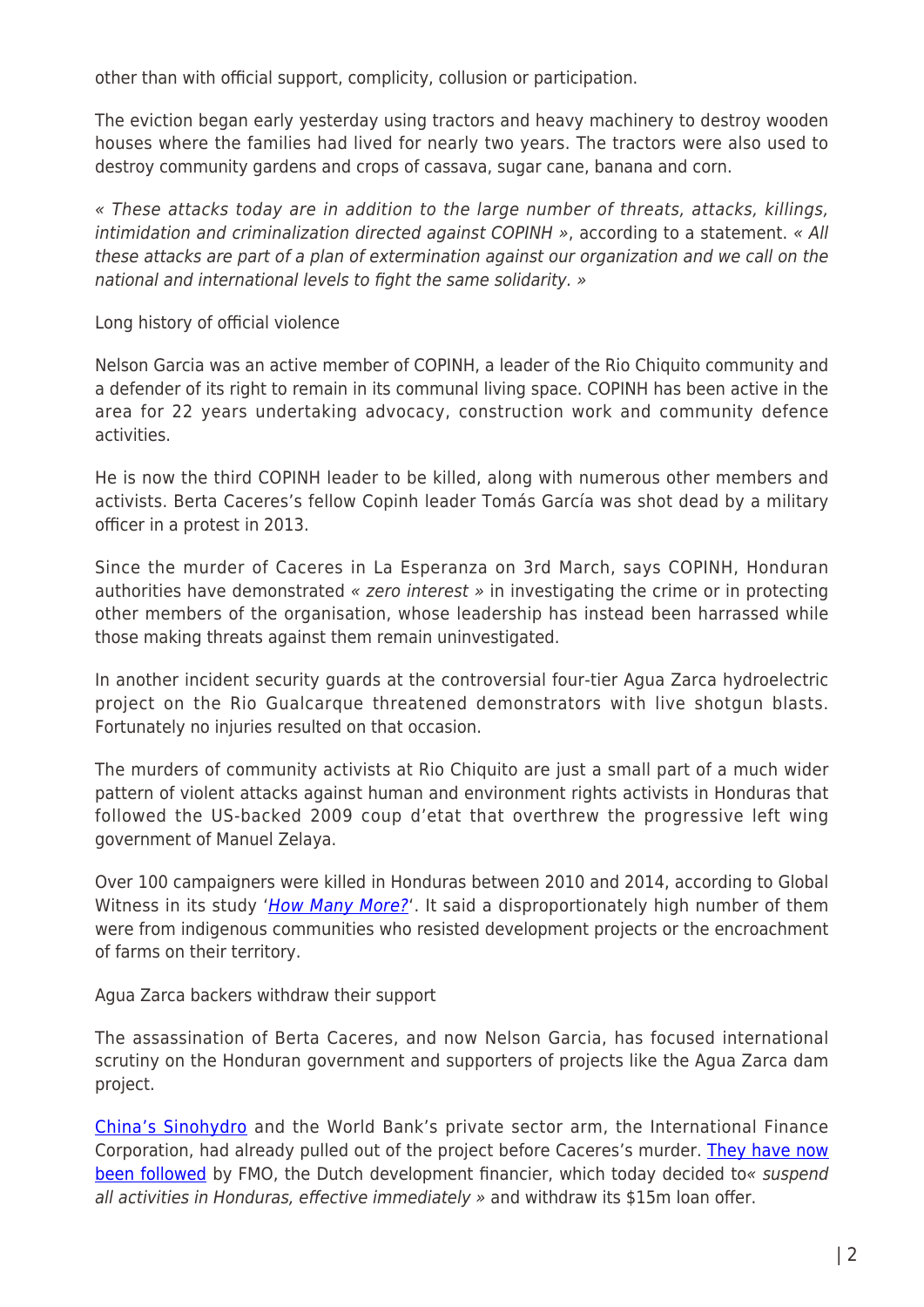other than with official support, complicity, collusion or participation.

The eviction began early yesterday using tractors and heavy machinery to destroy wooden houses where the families had lived for nearly two years. The tractors were also used to destroy community gardens and crops of cassava, sugar cane, banana and corn.

*« These attacks today are in addition to the large number of threats, attacks, killings, intimidation and criminalization directed against COPINH »*, according to a statement. *« All these attacks are part of a plan of extermination against our organization and we call on the national and international levels to fight the same solidarity. »*

Long history of official violence

Nelson Garcia was an active member of COPINH, a leader of the Rio Chiquito community and a defender of its right to remain in its communal living space. COPINH has been active in the area for 22 years undertaking advocacy, construction work and community defence activities.

He is now the third COPINH leader to be killed, along with numerous other members and activists. Berta Caceres's fellow Copinh leader Tomás García was shot dead by a military officer in a protest in 2013.

Since the murder of Caceres in La Esperanza on 3rd March, says COPINH, Honduran authorities have demonstrated *« zero interest »* in investigating the crime or in protecting other members of the organisation, whose leadership has instead been harrassed while those making threats against them remain uninvestigated.

In another incident security guards at the controversial four-tier Agua Zarca hydroelectric project on the Rio Gualcarque threatened demonstrators with live shotgun blasts. Fortunately no injuries resulted on that occasion.

The murders of community activists at Rio Chiquito are just a small part of a much wider pattern of violent attacks against human and environment rights activists in Honduras that followed the US-backed 2009 coup d'etat that overthrew the progressive left wing government of Manuel Zelaya.

Over 100 campaigners were killed in Honduras between 2010 and 2014, according to Global Witness in its study '*How Many More?*'. It said a disproportionately high number of them were from indigenous communities who resisted development projects or the encroachment of farms on their territory.

Agua Zarca backers withdraw their support

The assassination of Berta Caceres, and now Nelson Garcia, has focused international scrutiny on the Honduran government and supporters of projects like the Agua Zarca dam project.

China's Sinohydro and the World Bank's private sector arm, the International Finance Corporation, had already pulled out of the project before Caceres's murder. They have now been followed by FMO, the Dutch development financier, which today decided to*« suspend all activities in Honduras, effective immediately »* and withdraw its $15m loan offer.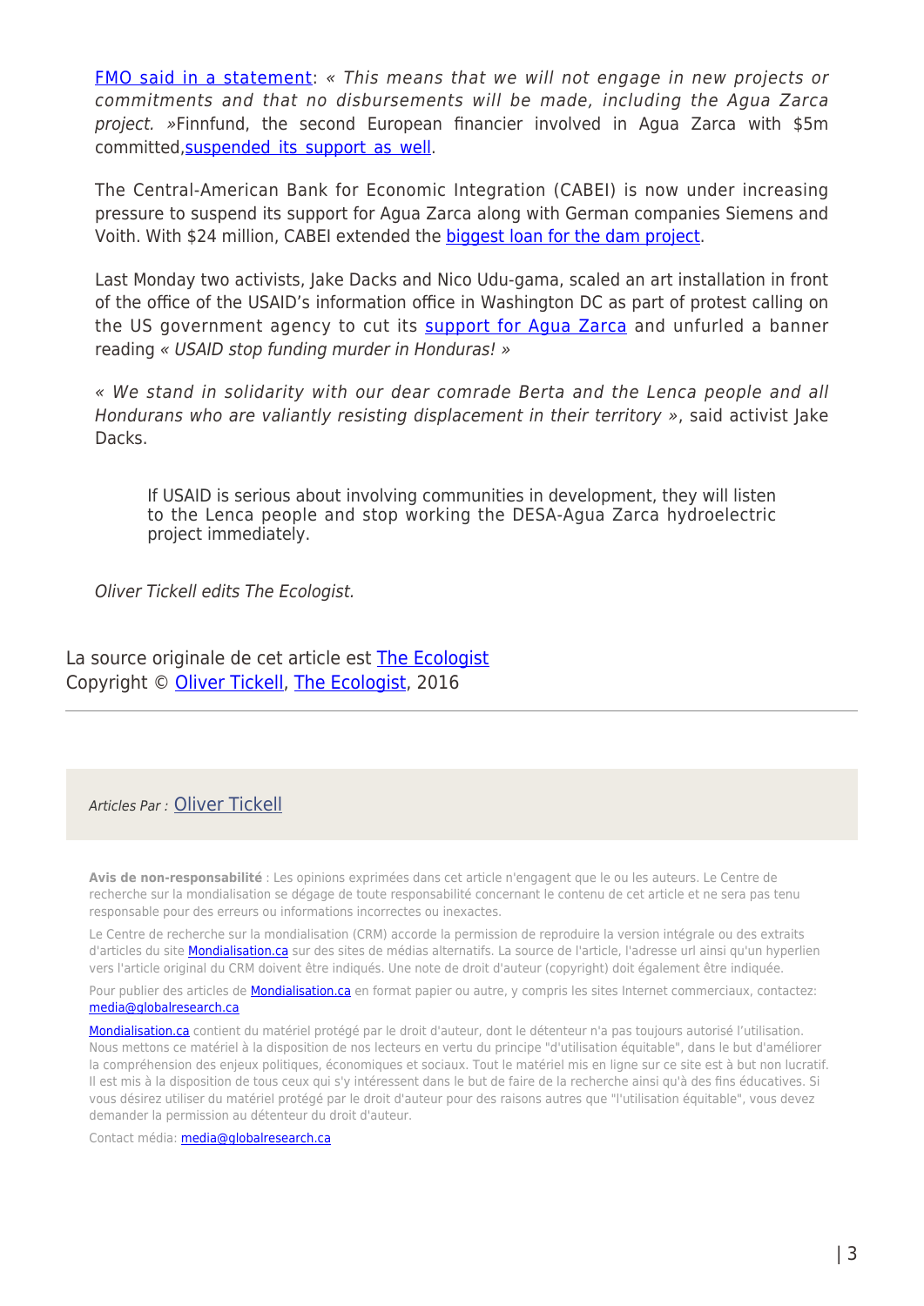FMO said in a statement: *« This means that we will not engage in new projects or commitments and that no disbursements will be made, including the Agua Zarca project. »*Finnfund, the second European financier involved in Agua Zarca with $5m committed,suspended its support as well.

The Central-American Bank for Economic Integration (CABEI) is now under increasing pressure to suspend its support for Agua Zarca along with German companies Siemens and Voith. With $24 million, CABEI extended the biggest loan for the dam project.

Last Monday two activists, Jake Dacks and Nico Udu-gama, scaled an art installation in front of the office of the USAID's information office in Washington DC as part of protest calling on the US government agency to cut its support for Agua Zarca and unfurled a banner reading *« USAID stop funding murder in Honduras! »*

*« We stand in solidarity with our dear comrade Berta and the Lenca people and all Hondurans who are valiantly resisting displacement in their territory »*, said activist Jake Dacks.

> If USAID is serious about involving communities in development, they will listen to the Lenca people and stop working the DESA-Agua Zarca hydroelectric project immediately.

*Oliver Tickell edits The Ecologist.*

La source originale de cet article est The Ecologist
Copyright © Oliver Tickell, The Ecologist, 2016

---

*Articles Par :* Oliver Tickell

**Avis de non-responsabilité** : Les opinions exprimées dans cet article n'engagent que le ou les auteurs. Le Centre de recherche sur la mondialisation se dégage de toute responsabilité concernant le contenu de cet article et ne sera pas tenu responsable pour des erreurs ou informations incorrectes ou inexactes.

Le Centre de recherche sur la mondialisation (CRM) accorde la permission de reproduire la version intégrale ou des extraits d'articles du site Mondialisation.ca sur des sites de médias alternatifs. La source de l'article, l'adresse url ainsi qu'un hyperlien vers l'article original du CRM doivent être indiqués. Une note de droit d'auteur (copyright) doit également être indiquée.

Pour publier des articles de Mondialisation.ca en format papier ou autre, y compris les sites Internet commerciaux, contactez: media@globalresearch.ca

Mondialisation.ca contient du matériel protégé par le droit d'auteur, dont le détenteur n'a pas toujours autorisé l'utilisation. Nous mettons ce matériel à la disposition de nos lecteurs en vertu du principe "d'utilisation équitable", dans le but d'améliorer la compréhension des enjeux politiques, économiques et sociaux. Tout le matériel mis en ligne sur ce site est à but non lucratif. Il est mis à la disposition de tous ceux qui s'y intéressent dans le but de faire de la recherche ainsi qu'à des fins éducatives. Si vous désirez utiliser du matériel protégé par le droit d'auteur pour des raisons autres que "l'utilisation équitable", vous devez demander la permission au détenteur du droit d'auteur.

Contact média: media@globalresearch.ca